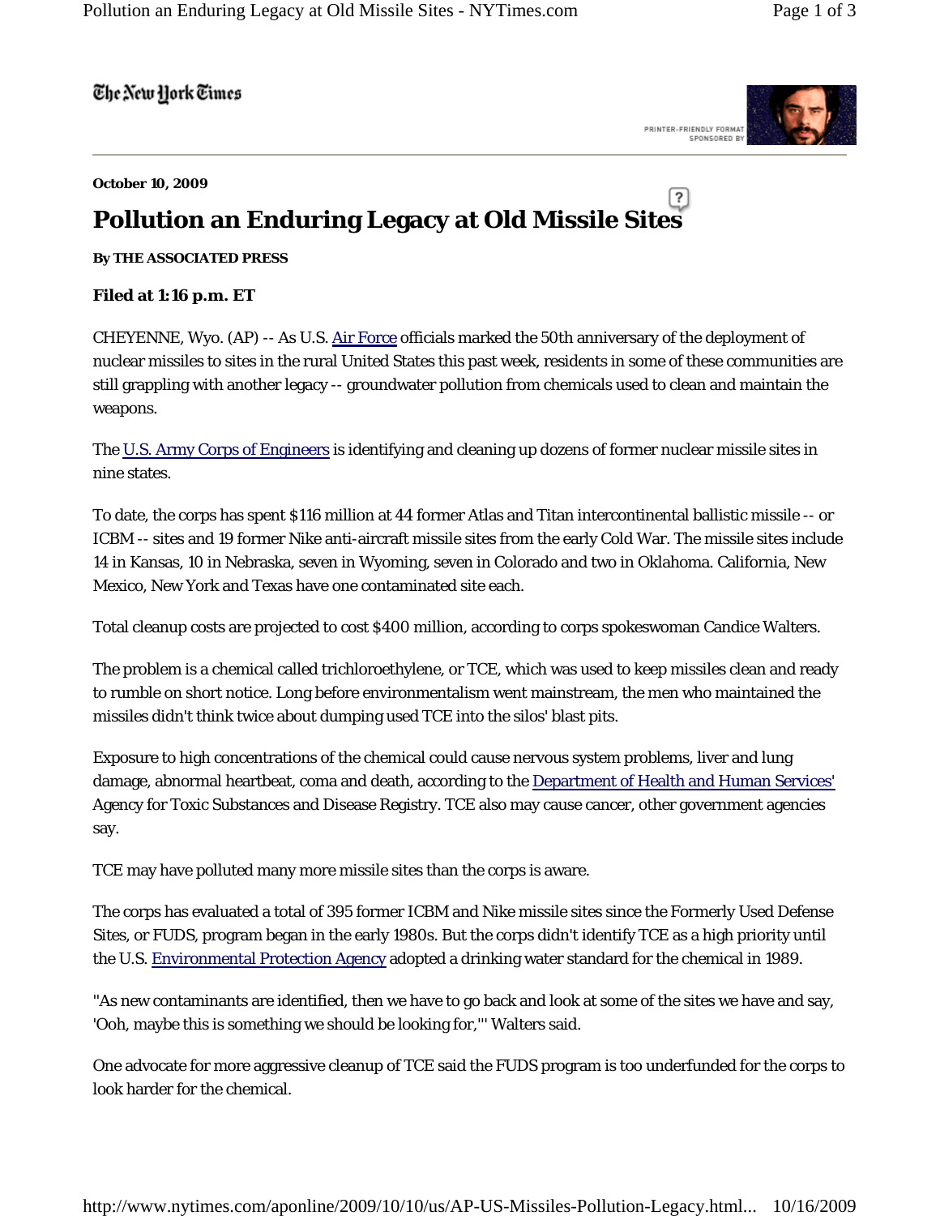The New York Times

October 10, 2009

# Pollution an Enduring Legacy at Old Missile Sites

**By THE ASSOCIATED PRESS**

**Filed at 1:16 p.m. ET**

CHEYENNE, Wyo. (AP) -- As U.S. Air Force officials marked the 50th anniversary of the deployment of nuclear missiles to sites in the rural United States this past week, residents in some of these communities are still grappling with another legacy -- groundwater pollution from chemicals used to clean and maintain the weapons.

The U.S. Army Corps of Engineers is identifying and cleaning up dozens of former nuclear missile sites in nine states.

To date, the corps has spent $116 million at 44 former Atlas and Titan intercontinental ballistic missile -- or ICBM -- sites and 19 former Nike anti-aircraft missile sites from the early Cold War. The missile sites include 14 in Kansas, 10 in Nebraska, seven in Wyoming, seven in Colorado and two in Oklahoma. California, New Mexico, New York and Texas have one contaminated site each.

Total cleanup costs are projected to cost $400 million, according to corps spokeswoman Candice Walters.

The problem is a chemical called trichloroethylene, or TCE, which was used to keep missiles clean and ready to rumble on short notice. Long before environmentalism went mainstream, the men who maintained the missiles didn't think twice about dumping used TCE into the silos' blast pits.

Exposure to high concentrations of the chemical could cause nervous system problems, liver and lung damage, abnormal heartbeat, coma and death, according to the Department of Health and Human Services' Agency for Toxic Substances and Disease Registry. TCE also may cause cancer, other government agencies say.

TCE may have polluted many more missile sites than the corps is aware.

The corps has evaluated a total of 395 former ICBM and Nike missile sites since the Formerly Used Defense Sites, or FUDS, program began in the early 1980s. But the corps didn't identify TCE as a high priority until the U.S. Environmental Protection Agency adopted a drinking water standard for the chemical in 1989.

"As new contaminants are identified, then we have to go back and look at some of the sites we have and say, 'Ooh, maybe this is something we should be looking for,'" Walters said.

One advocate for more aggressive cleanup of TCE said the FUDS program is too underfunded for the corps to look harder for the chemical.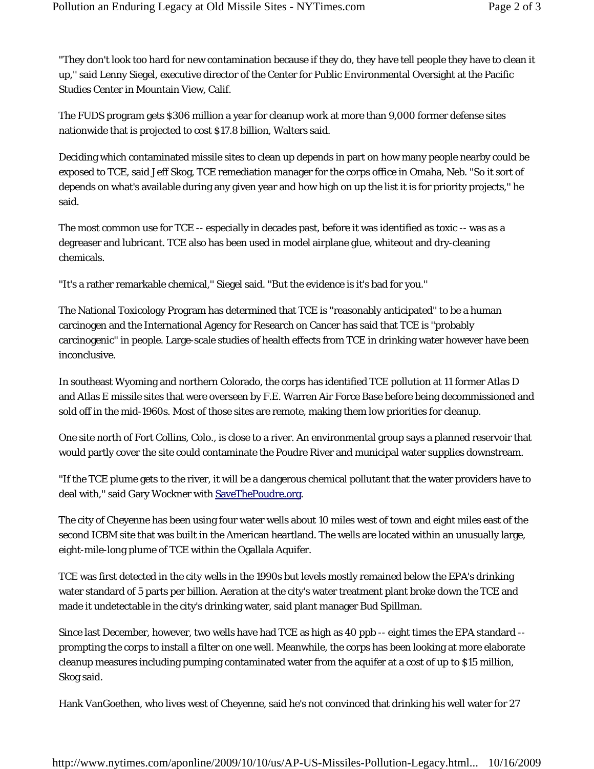''They don't look too hard for new contamination because if they do, they have tell people they have to clean it up,'' said Lenny Siegel, executive director of the Center for Public Environmental Oversight at the Pacific Studies Center in Mountain View, Calif.

The FUDS program gets $306 million a year for cleanup work at more than 9,000 former defense sites nationwide that is projected to cost $17.8 billion, Walters said.

Deciding which contaminated missile sites to clean up depends in part on how many people nearby could be exposed to TCE, said Jeff Skog, TCE remediation manager for the corps office in Omaha, Neb. ''So it sort of depends on what's available during any given year and how high on up the list it is for priority projects,'' he said.

The most common use for TCE -- especially in decades past, before it was identified as toxic -- was as a degreaser and lubricant. TCE also has been used in model airplane glue, whiteout and dry-cleaning chemicals.

''It's a rather remarkable chemical,'' Siegel said. ''But the evidence is it's bad for you.''

The National Toxicology Program has determined that TCE is ''reasonably anticipated'' to be a human carcinogen and the International Agency for Research on Cancer has said that TCE is ''probably carcinogenic'' in people. Large-scale studies of health effects from TCE in drinking water however have been inconclusive.

In southeast Wyoming and northern Colorado, the corps has identified TCE pollution at 11 former Atlas D and Atlas E missile sites that were overseen by F.E. Warren Air Force Base before being decommissioned and sold off in the mid-1960s. Most of those sites are remote, making them low priorities for cleanup.

One site north of Fort Collins, Colo., is close to a river. An environmental group says a planned reservoir that would partly cover the site could contaminate the Poudre River and municipal water supplies downstream.

''If the TCE plume gets to the river, it will be a dangerous chemical pollutant that the water providers have to deal with,'' said Gary Wockner with SaveThePoudre.org.

The city of Cheyenne has been using four water wells about 10 miles west of town and eight miles east of the second ICBM site that was built in the American heartland. The wells are located within an unusually large, eight-mile-long plume of TCE within the Ogallala Aquifer.

TCE was first detected in the city wells in the 1990s but levels mostly remained below the EPA's drinking water standard of 5 parts per billion. Aeration at the city's water treatment plant broke down the TCE and made it undetectable in the city's drinking water, said plant manager Bud Spillman.

Since last December, however, two wells have had TCE as high as 40 ppb -- eight times the EPA standard -- prompting the corps to install a filter on one well. Meanwhile, the corps has been looking at more elaborate cleanup measures including pumping contaminated water from the aquifer at a cost of up to $15 million, Skog said.

Hank VanGoethen, who lives west of Cheyenne, said he's not convinced that drinking his well water for 27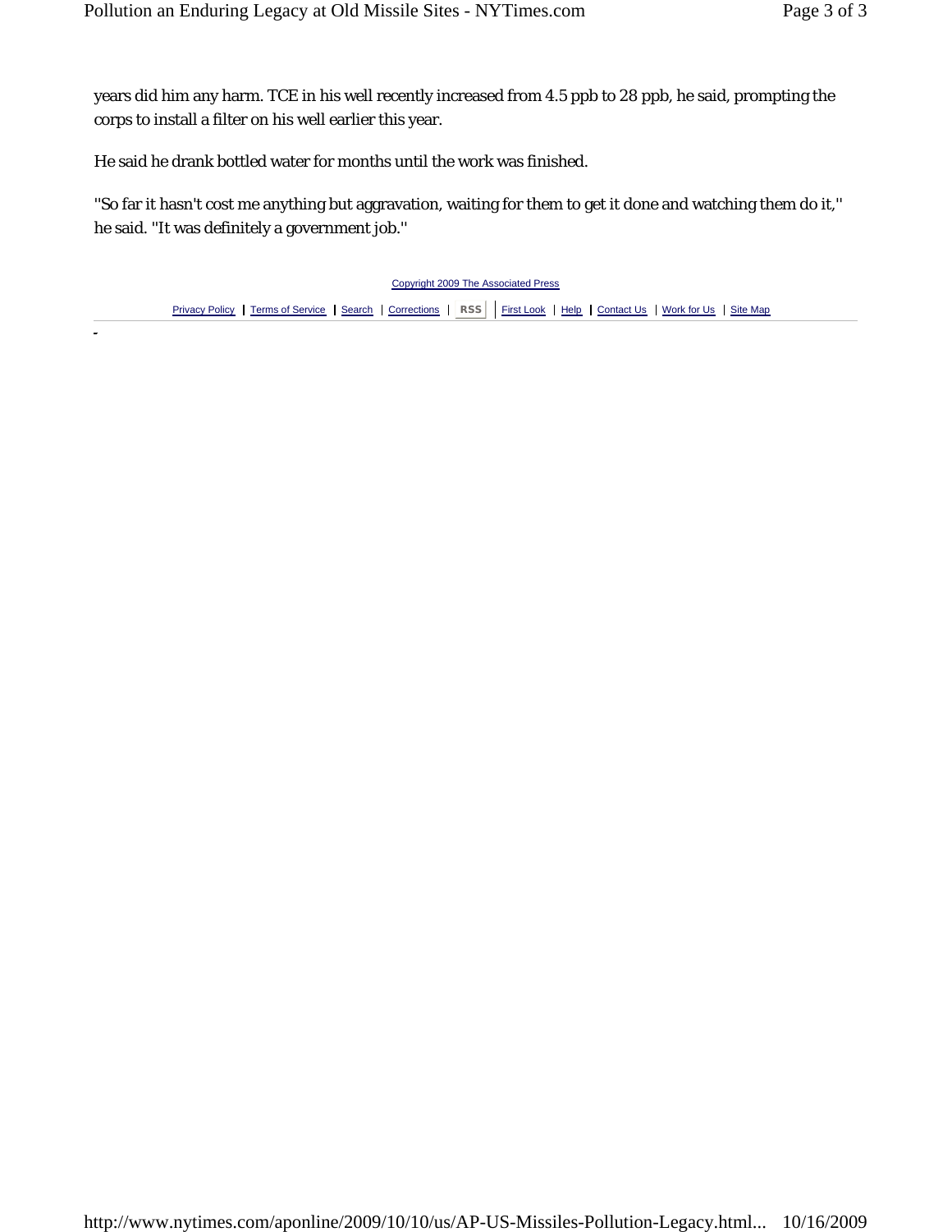years did him any harm. TCE in his well recently increased from 4.5 ppb to 28 ppb, he said, prompting the corps to install a filter on his well earlier this year.

He said he drank bottled water for months until the work was finished.

''So far it hasn't cost me anything but aggravation, waiting for them to get it done and watching them do it,'' he said. ''It was definitely a government job.''

Copyright 2009 The Associated Press

Privacy Policy | Terms of Service | Search | Corrections | RSS | First Look | Help | Contact Us | Work for Us | Site Map